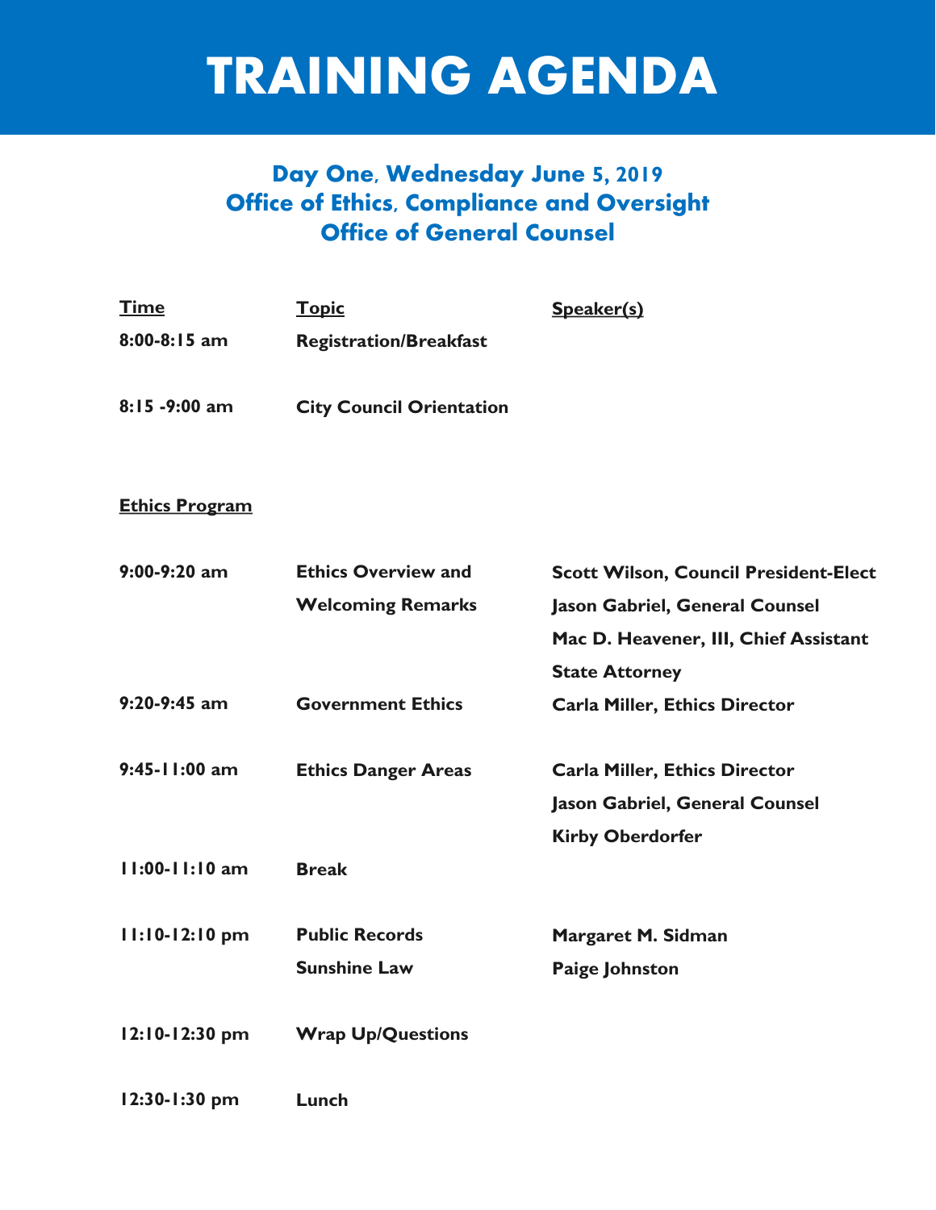# TRAINING AGENDA

## Day One, Wednesday June 5, 2019
## Office of Ethics, Compliance and Oversight
## Office of General Counsel

| Time | Topic | Speaker(s) |
|---|---|---|
| **8:00-8:15 am** | **Registration/Breakfast** | |
| **8:15 -9:00 am** | **City Council Orientation** | |

**Ethics Program**

| Time | Topic | Speaker(s) |
|---|---|---|
| **9:00-9:20 am** | **Ethics Overview and Welcoming Remarks** | **Scott Wilson, Council President-Elect**<br>**Jason Gabriel, General Counsel**<br>**Mac D. Heavener, III, Chief Assistant State Attorney** |
| **9:20-9:45 am** | **Government Ethics** | **Carla Miller, Ethics Director** |
| **9:45-11:00 am** | **Ethics Danger Areas** | **Carla Miller, Ethics Director**<br>**Jason Gabriel, General Counsel**<br>**Kirby Oberdorfer** |
| **11:00-11:10 am** | **Break** | |
| **11:10-12:10 pm** | **Public Records**<br>**Sunshine Law** | **Margaret M. Sidman**<br>**Paige Johnston** |
| **12:10-12:30 pm** | **Wrap Up/Questions** | |
| **12:30-1:30 pm** | **Lunch** | |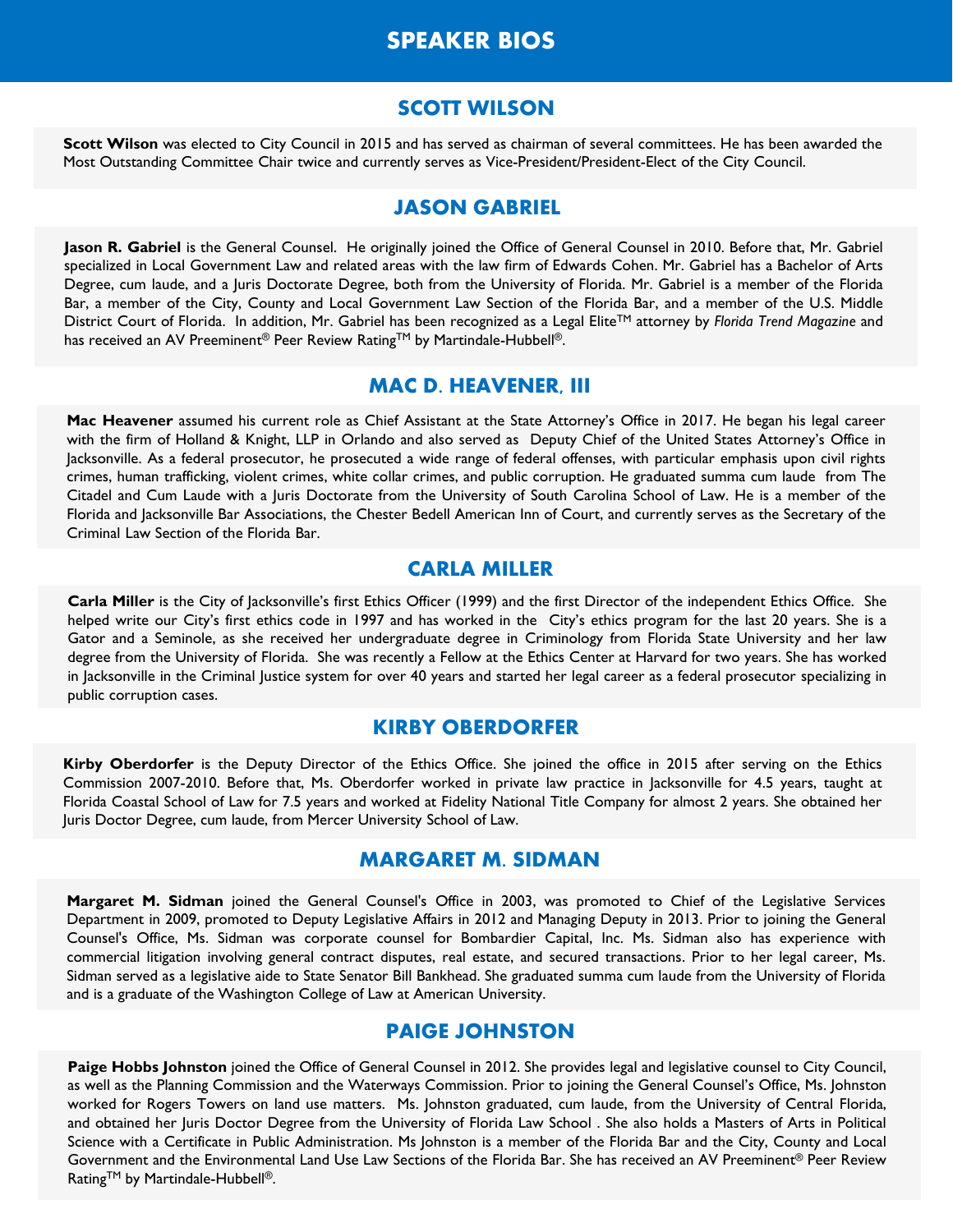# SPEAKER BIOS

## SCOTT WILSON

**Scott Wilson** was elected to City Council in 2015 and has served as chairman of several committees. He has been awarded the Most Outstanding Committee Chair twice and currently serves as Vice-President/President-Elect of the City Council.

## JASON GABRIEL

**Jason R. Gabriel** is the General Counsel. He originally joined the Office of General Counsel in 2010. Before that, Mr. Gabriel specialized in Local Government Law and related areas with the law firm of Edwards Cohen. Mr. Gabriel has a Bachelor of Arts Degree, cum laude, and a Juris Doctorate Degree, both from the University of Florida. Mr. Gabriel is a member of the Florida Bar, a member of the City, County and Local Government Law Section of the Florida Bar, and a member of the U.S. Middle District Court of Florida. In addition, Mr. Gabriel has been recognized as a Legal Elite™ attorney by *Florida Trend Magazine* and has received an AV Preeminent® Peer Review Rating™ by Martindale-Hubbell®.

## MAC D. HEAVENER, III

**Mac Heavener** assumed his current role as Chief Assistant at the State Attorney's Office in 2017. He began his legal career with the firm of Holland & Knight, LLP in Orlando and also served as Deputy Chief of the United States Attorney's Office in Jacksonville. As a federal prosecutor, he prosecuted a wide range of federal offenses, with particular emphasis upon civil rights crimes, human trafficking, violent crimes, white collar crimes, and public corruption. He graduated summa cum laude from The Citadel and Cum Laude with a Juris Doctorate from the University of South Carolina School of Law. He is a member of the Florida and Jacksonville Bar Associations, the Chester Bedell American Inn of Court, and currently serves as the Secretary of the Criminal Law Section of the Florida Bar.

## CARLA MILLER

**Carla Miller** is the City of Jacksonville's first Ethics Officer (1999) and the first Director of the independent Ethics Office. She helped write our City's first ethics code in 1997 and has worked in the City's ethics program for the last 20 years. She is a Gator and a Seminole, as she received her undergraduate degree in Criminology from Florida State University and her law degree from the University of Florida. She was recently a Fellow at the Ethics Center at Harvard for two years. She has worked in Jacksonville in the Criminal Justice system for over 40 years and started her legal career as a federal prosecutor specializing in public corruption cases.

## KIRBY OBERDORFER

**Kirby Oberdorfer** is the Deputy Director of the Ethics Office. She joined the office in 2015 after serving on the Ethics Commission 2007-2010. Before that, Ms. Oberdorfer worked in private law practice in Jacksonville for 4.5 years, taught at Florida Coastal School of Law for 7.5 years and worked at Fidelity National Title Company for almost 2 years. She obtained her Juris Doctor Degree, cum laude, from Mercer University School of Law.

## MARGARET M. SIDMAN

**Margaret M. Sidman** joined the General Counsel's Office in 2003, was promoted to Chief of the Legislative Services Department in 2009, promoted to Deputy Legislative Affairs in 2012 and Managing Deputy in 2013. Prior to joining the General Counsel's Office, Ms. Sidman was corporate counsel for Bombardier Capital, Inc. Ms. Sidman also has experience with commercial litigation involving general contract disputes, real estate, and secured transactions. Prior to her legal career, Ms. Sidman served as a legislative aide to State Senator Bill Bankhead. She graduated summa cum laude from the University of Florida and is a graduate of the Washington College of Law at American University.

## PAIGE JOHNSTON

**Paige Hobbs Johnston** joined the Office of General Counsel in 2012. She provides legal and legislative counsel to City Council, as well as the Planning Commission and the Waterways Commission. Prior to joining the General Counsel's Office, Ms. Johnston worked for Rogers Towers on land use matters. Ms. Johnston graduated, cum laude, from the University of Central Florida, and obtained her Juris Doctor Degree from the University of Florida Law School . She also holds a Masters of Arts in Political Science with a Certificate in Public Administration. Ms Johnston is a member of the Florida Bar and the City, County and Local Government and the Environmental Land Use Law Sections of the Florida Bar. She has received an AV Preeminent® Peer Review Rating™ by Martindale-Hubbell®.